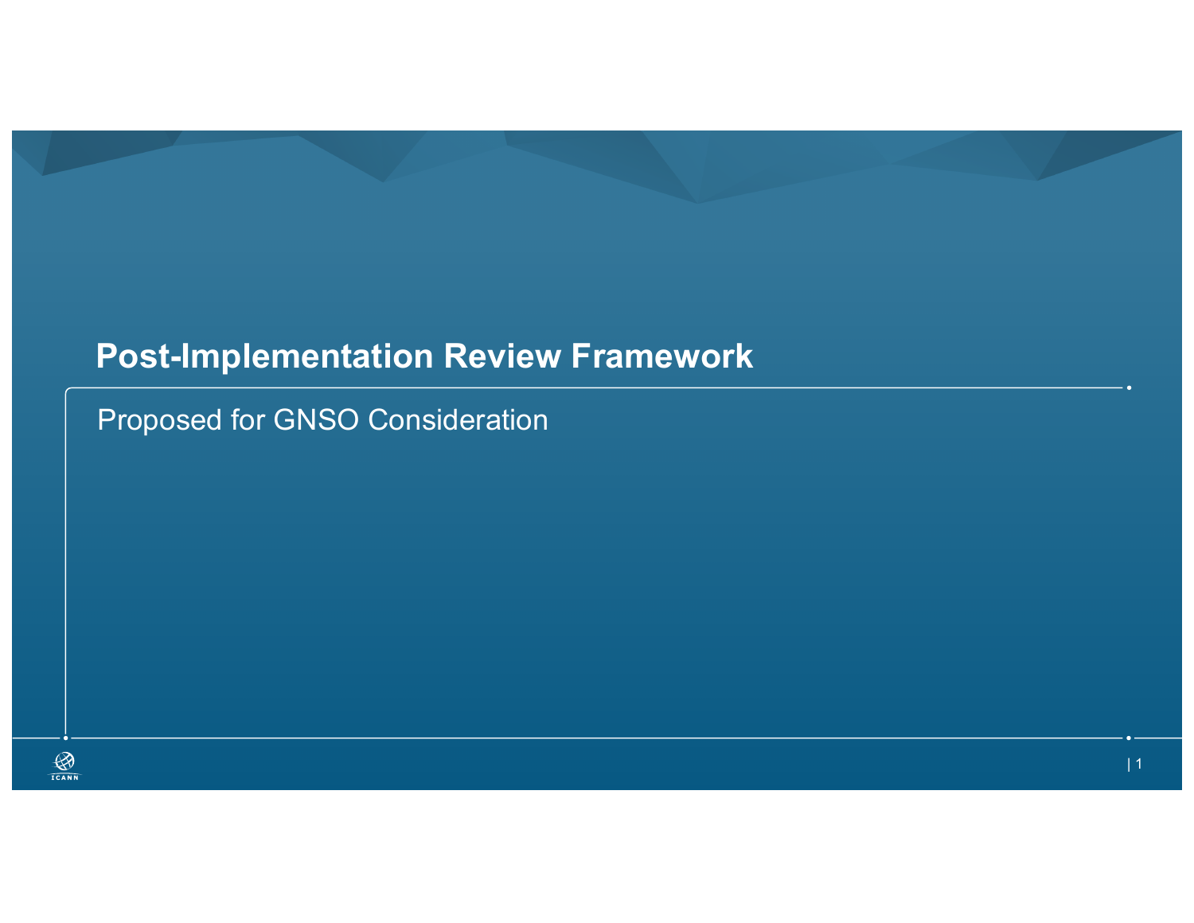# Post-Implementation Review Framework

Proposed for GNSO Consideration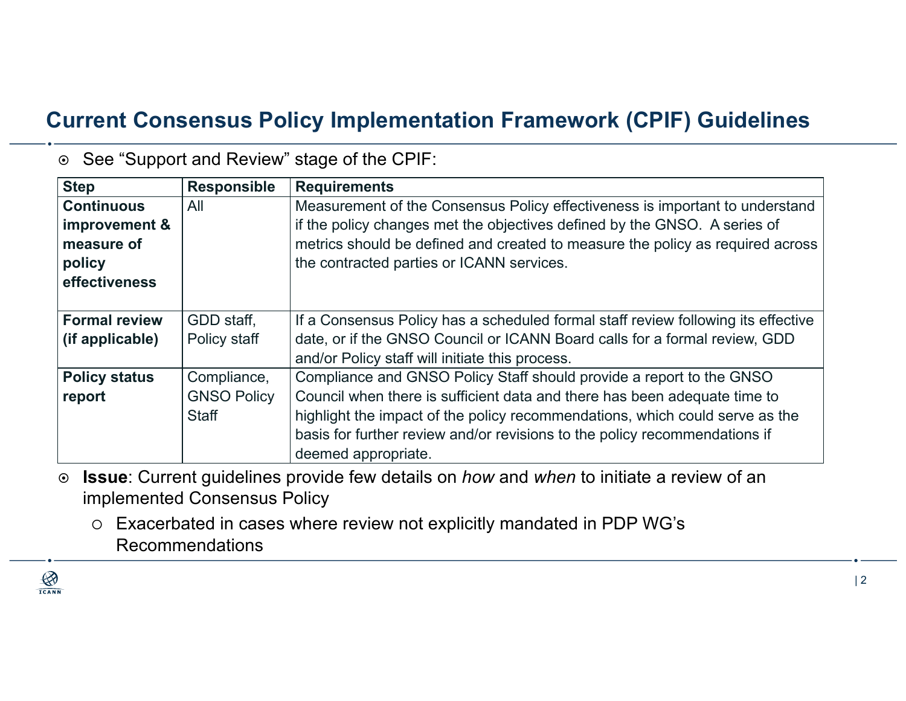# Current Consensus Policy Implementation Framework (CPIF) Guidelines

- See "Support and Review" stage of the CPIF:

| Step | Responsible | Requirements |
| --- | --- | --- |
| **Continuous improvement & measure of policy effectiveness** | All | Measurement of the Consensus Policy effectiveness is important to understand if the policy changes met the objectives defined by the GNSO. A series of metrics should be defined and created to measure the policy as required across the contracted parties or ICANN services. |
| **Formal review (if applicable)** | GDD staff, Policy staff | If a Consensus Policy has a scheduled formal staff review following its effective date, or if the GNSO Council or ICANN Board calls for a formal review, GDD and/or Policy staff will initiate this process. |
| **Policy status report** | Compliance, GNSO Policy Staff | Compliance and GNSO Policy Staff should provide a report to the GNSO Council when there is sufficient data and there has been adequate time to highlight the impact of the policy recommendations, which could serve as the basis for further review and/or revisions to the policy recommendations if deemed appropriate. |

- **Issue**: Current guidelines provide few details on *how* and *when* to initiate a review of an implemented Consensus Policy
  - Exacerbated in cases where review not explicitly mandated in PDP WG's Recommendations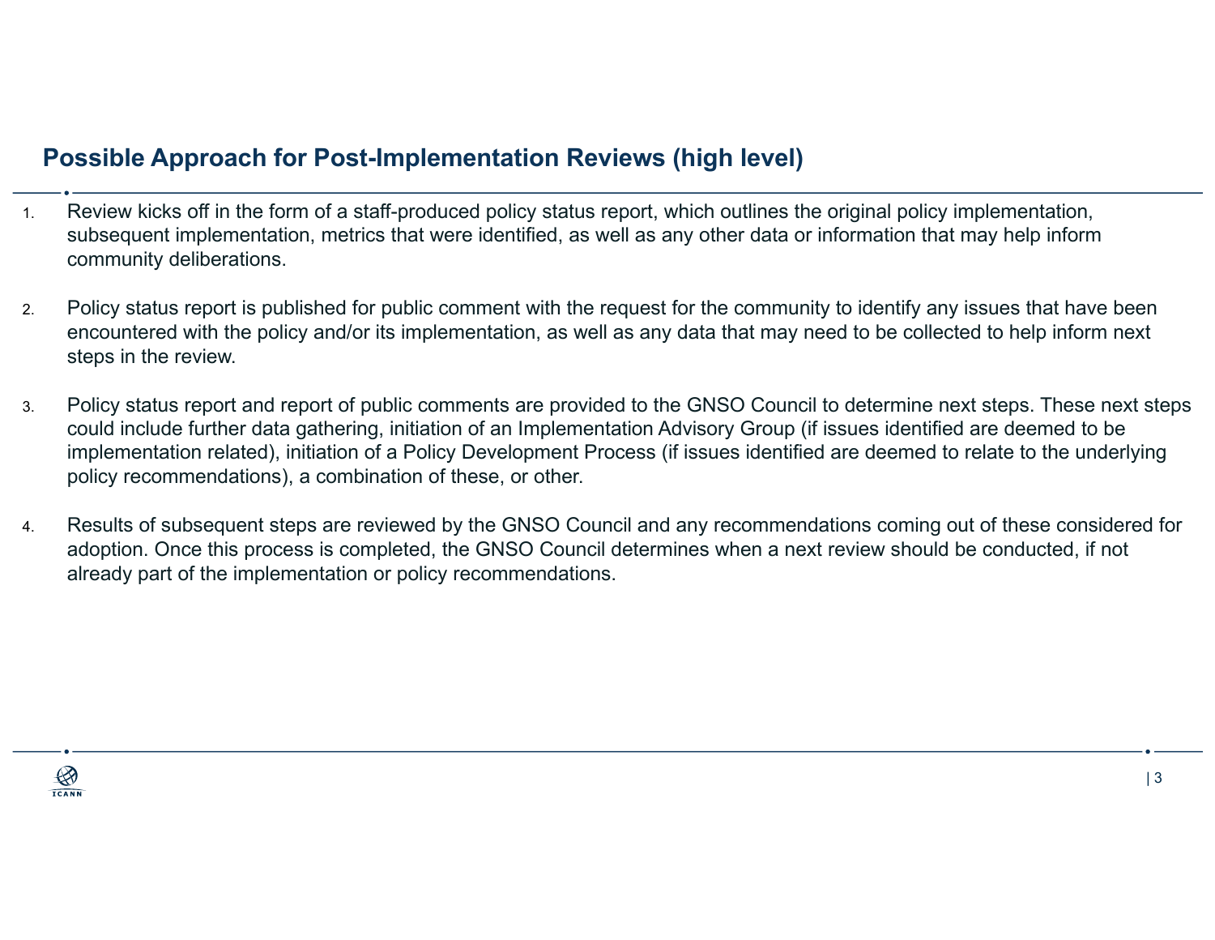## Possible Approach for Post-Implementation Reviews (high level)

1. Review kicks off in the form of a staff-produced policy status report, which outlines the original policy implementation, subsequent implementation, metrics that were identified, as well as any other data or information that may help inform community deliberations.

2. Policy status report is published for public comment with the request for the community to identify any issues that have been encountered with the policy and/or its implementation, as well as any data that may need to be collected to help inform next steps in the review.

3. Policy status report and report of public comments are provided to the GNSO Council to determine next steps. These next steps could include further data gathering, initiation of an Implementation Advisory Group (if issues identified are deemed to be implementation related), initiation of a Policy Development Process (if issues identified are deemed to relate to the underlying policy recommendations), a combination of these, or other.

4. Results of subsequent steps are reviewed by the GNSO Council and any recommendations coming out of these considered for adoption. Once this process is completed, the GNSO Council determines when a next review should be conducted, if not already part of the implementation or policy recommendations.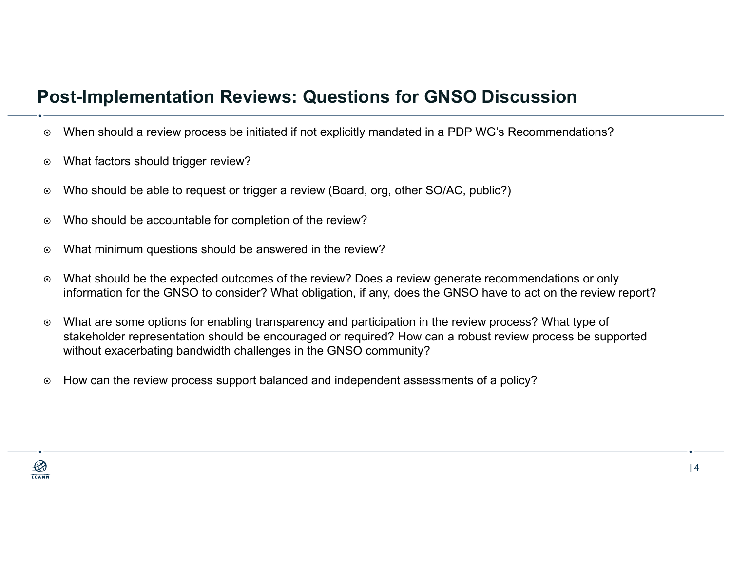# Post-Implementation Reviews: Questions for GNSO Discussion

- When should a review process be initiated if not explicitly mandated in a PDP WG's Recommendations?
- What factors should trigger review?
- Who should be able to request or trigger a review (Board, org, other SO/AC, public?)
- Who should be accountable for completion of the review?
- What minimum questions should be answered in the review?
- What should be the expected outcomes of the review? Does a review generate recommendations or only information for the GNSO to consider? What obligation, if any, does the GNSO have to act on the review report?
- What are some options for enabling transparency and participation in the review process? What type of stakeholder representation should be encouraged or required? How can a robust review process be supported without exacerbating bandwidth challenges in the GNSO community?
- How can the review process support balanced and independent assessments of a policy?